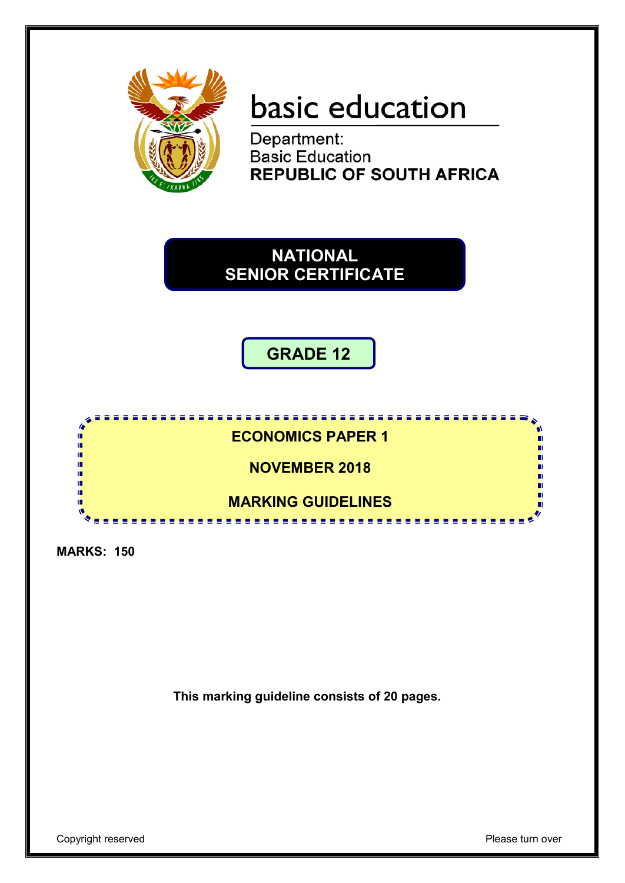basic education

Department:
Basic Education
**REPUBLIC OF SOUTH AFRICA**

# NATIONAL SENIOR CERTIFICATE

## GRADE 12

**ECONOMICS PAPER 1**

**NOVEMBER 2018**

**MARKING GUIDELINES**

**MARKS: 150**

**This marking guideline consists of 20 pages.**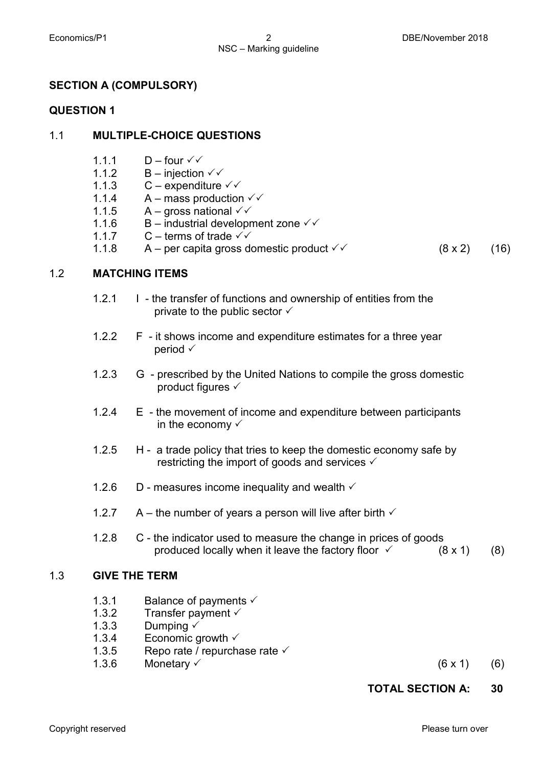## SECTION A (COMPULSORY)

## QUESTION 1

### 1.1 MULTIPLE-CHOICE QUESTIONS

1.1.1 D – four ✓✓
1.1.2 B – injection ✓✓
1.1.3 C – expenditure ✓✓
1.1.4 A – mass production ✓✓
1.1.5 A – gross national ✓✓
1.1.6 B – industrial development zone ✓✓
1.1.7 C – terms of trade ✓✓
1.1.8 A – per capita gross domestic product ✓✓ (8 x 2) (16)

### 1.2 MATCHING ITEMS

1.2.1 I - the transfer of functions and ownership of entities from the private to the public sector ✓

1.2.2 F - it shows income and expenditure estimates for a three year period ✓

1.2.3 G - prescribed by the United Nations to compile the gross domestic product figures ✓

1.2.4 E - the movement of income and expenditure between participants in the economy ✓

1.2.5 H - a trade policy that tries to keep the domestic economy safe by restricting the import of goods and services ✓

1.2.6 D - measures income inequality and wealth ✓

1.2.7 A – the number of years a person will live after birth ✓

1.2.8 C - the indicator used to measure the change in prices of goods produced locally when it leave the factory floor ✓ (8 x 1) (8)

### 1.3 GIVE THE TERM

1.3.1 Balance of payments ✓
1.3.2 Transfer payment ✓
1.3.3 Dumping ✓
1.3.4 Economic growth ✓
1.3.5 Repo rate / repurchase rate ✓
1.3.6 Monetary ✓ (6 x 1) (6)

**TOTAL SECTION A: 30**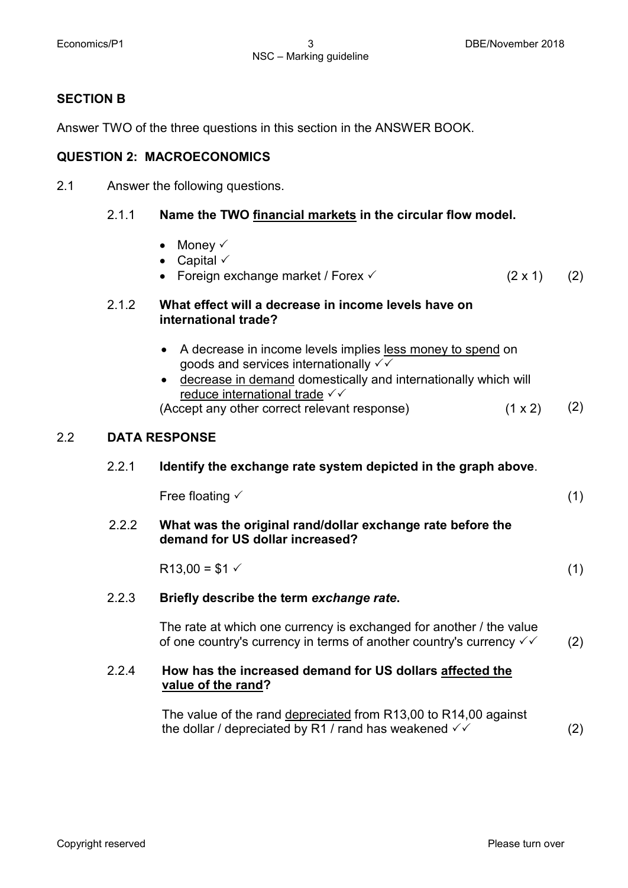## SECTION B

Answer TWO of the three questions in this section in the ANSWER BOOK.

## QUESTION 2: MACROECONOMICS

2.1 Answer the following questions.

2.1.1 **Name the TWO financial markets in the circular flow model.**

- Money ✓
- Capital ✓
- Foreign exchange market / Forex ✓ (2 x 1) (2)

2.1.2 **What effect will a decrease in income levels have on international trade?**

- A decrease in income levels implies less money to spend on goods and services internationally ✓✓
- decrease in demand domestically and internationally which will reduce international trade ✓✓

(Accept any other correct relevant response) (1 x 2) (2)

2.2 **DATA RESPONSE**

2.2.1 **Identify the exchange rate system depicted in the graph above**.

Free floating ✓ (1)

2.2.2 **What was the original rand/dollar exchange rate before the demand for US dollar increased?**

R13,00 = $1 ✓ (1)

2.2.3 **Briefly describe the term *exchange rate*.**

The rate at which one currency is exchanged for another / the value of one country's currency in terms of another country's currency ✓✓ (2)

2.2.4 **How has the increased demand for US dollars affected the value of the rand?**

The value of the rand depreciated from R13,00 to R14,00 against the dollar / depreciated by R1 / rand has weakened ✓✓ (2)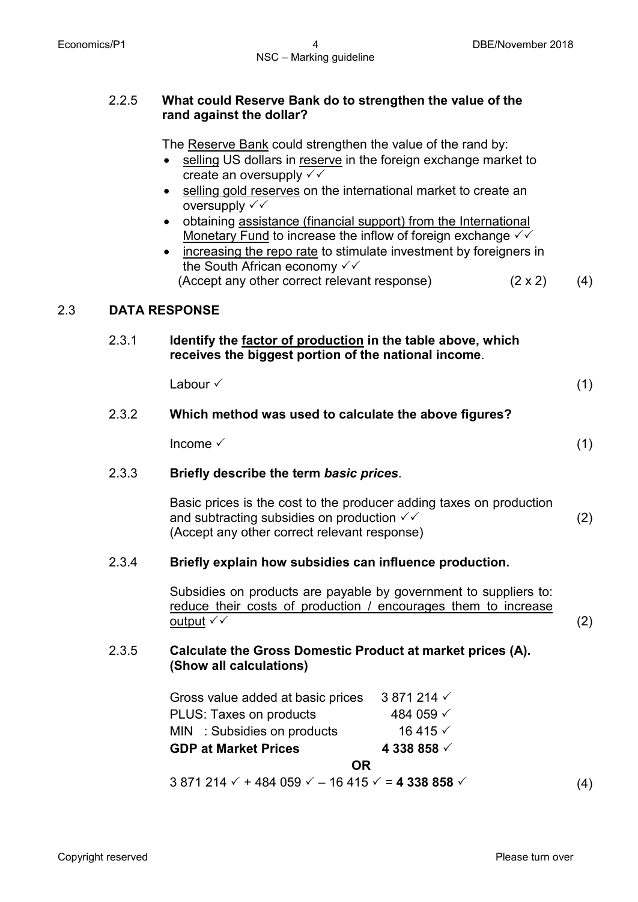2.2.5 **What could Reserve Bank do to strengthen the value of the rand against the dollar?**

The Reserve Bank could strengthen the value of the rand by:

- selling US dollars in reserve in the foreign exchange market to create an oversupply ✓✓
- selling gold reserves on the international market to create an oversupply ✓✓
- obtaining assistance (financial support) from the International Monetary Fund to increase the inflow of foreign exchange ✓✓
- increasing the repo rate to stimulate investment by foreigners in the South African economy ✓✓

(Accept any other correct relevant response) (2 x 2) (4)

## 2.3 DATA RESPONSE

2.3.1 **Identify the factor of production in the table above, which receives the biggest portion of the national income**.

Labour ✓ (1)

2.3.2 **Which method was used to calculate the above figures?**

Income ✓ (1)

2.3.3 **Briefly describe the term *basic prices*.**

Basic prices is the cost to the producer adding taxes on production and subtracting subsidies on production ✓✓ (2)
(Accept any other correct relevant response)

2.3.4 **Briefly explain how subsidies can influence production.**

Subsidies on products are payable by government to suppliers to: reduce their costs of production / encourages them to increase output ✓✓ (2)

2.3.5 **Calculate the Gross Domestic Product at market prices (A). (Show all calculations)**

| | |
|---|---|
| Gross value added at basic prices | 3 871 214 ✓ |
| PLUS: Taxes on products | 484 059 ✓ |
| MIN : Subsidies on products | 16 415 ✓ |
| **GDP at Market Prices** | **4 338 858** ✓ |

**OR**

3 871 214 ✓ + 484 059 ✓ – 16 415 ✓ = **4 338 858** ✓ (4)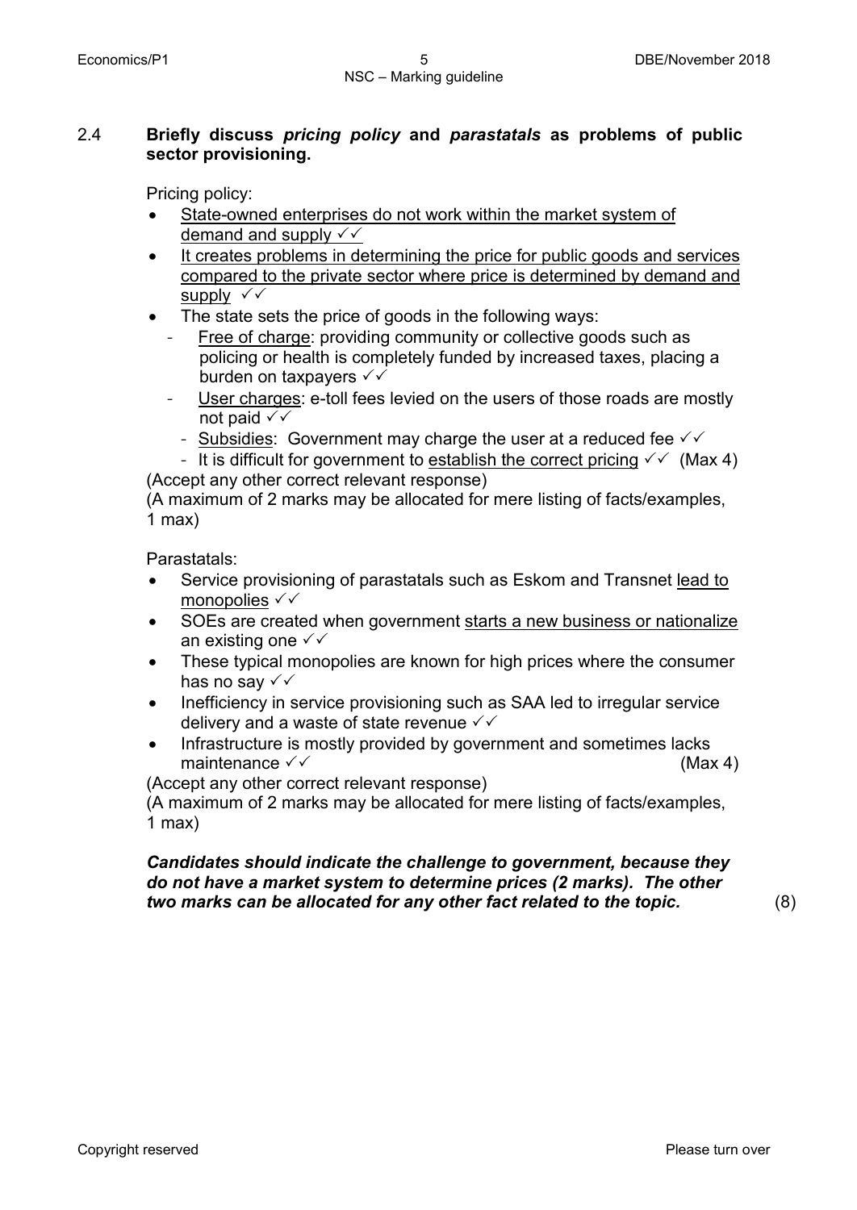2.4 **Briefly discuss *pricing policy* and *parastatals* as problems of public sector provisioning.**

Pricing policy:

- State-owned enterprises do not work within the market system of demand and supply ✓✓
- It creates problems in determining the price for public goods and services compared to the private sector where price is determined by demand and supply ✓✓
- The state sets the price of goods in the following ways:
  - Free of charge: providing community or collective goods such as policing or health is completely funded by increased taxes, placing a burden on taxpayers ✓✓
  - User charges: e-toll fees levied on the users of those roads are mostly not paid ✓✓
  - Subsidies: Government may charge the user at a reduced fee ✓✓
  - It is difficult for government to establish the correct pricing ✓✓ (Max 4)

(Accept any other correct relevant response)
(A maximum of 2 marks may be allocated for mere listing of facts/examples, 1 max)

Parastatals:

- Service provisioning of parastatals such as Eskom and Transnet lead to monopolies ✓✓
- SOEs are created when government starts a new business or nationalize an existing one ✓✓
- These typical monopolies are known for high prices where the consumer has no say ✓✓
- Inefficiency in service provisioning such as SAA led to irregular service delivery and a waste of state revenue ✓✓
- Infrastructure is mostly provided by government and sometimes lacks maintenance ✓✓ (Max 4)

(Accept any other correct relevant response)
(A maximum of 2 marks may be allocated for mere listing of facts/examples, 1 max)

***Candidates should indicate the challenge to government, because they do not have a market system to determine prices (2 marks). The other two marks can be allocated for any other fact related to the topic.*** (8)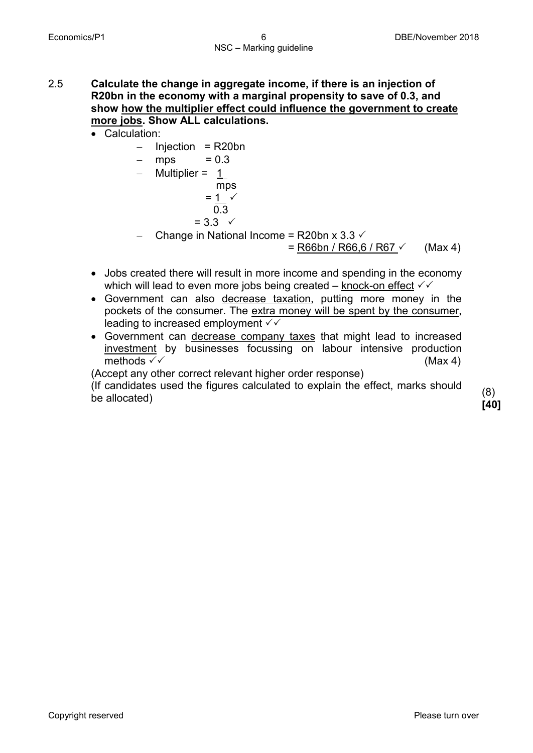2.5 **Calculate the change in aggregate income, if there is an injection of R20bn in the economy with a marginal propensity to save of 0.3, and show <u>how the multiplier effect could influence the government to create more jobs</u>. Show ALL calculations.**

- Calculation:
  - Injection = R20bn
  - mps = 0.3
  - Multiplier = $\frac{1}{\text{mps}}$

    $= \frac{1}{0.3}$ ✓

    $= 3.3$ ✓
  - Change in National Income = R20bn x 3.3 ✓

    = <u>R66bn / R66,6 / R67</u> ✓ (Max 4)

- Jobs created there will result in more income and spending in the economy which will lead to even more jobs being created – <u>knock-on effect</u> ✓✓
- Government can also <u>decrease taxation</u>, putting more money in the pockets of the consumer. The <u>extra money will be spent by the consumer</u>, leading to increased employment ✓✓
- Government can <u>decrease company taxes</u> that might lead to increased <u>investment</u> by businesses focussing on labour intensive production methods ✓✓ (Max 4)

(Accept any other correct relevant higher order response)

(If candidates used the figures calculated to explain the effect, marks should be allocated) (8)

**[40]**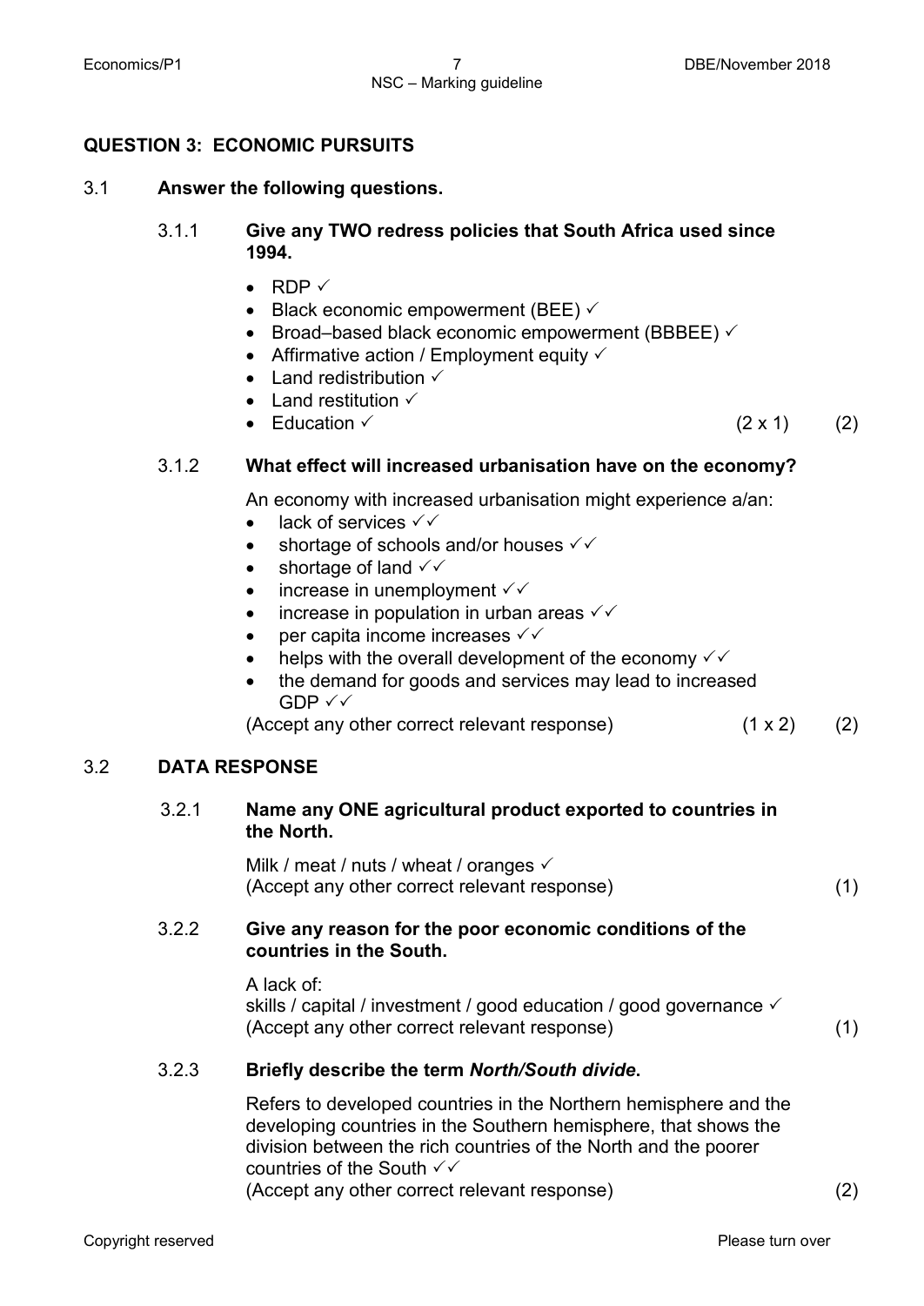## QUESTION 3: ECONOMIC PURSUITS

3.1 **Answer the following questions.**

3.1.1 **Give any TWO redress policies that South Africa used since 1994.**

- RDP ✓
- Black economic empowerment (BEE) ✓
- Broad–based black economic empowerment (BBBEE) ✓
- Affirmative action / Employment equity ✓
- Land redistribution ✓
- Land restitution ✓
- Education ✓ (2 x 1) (2)

3.1.2 **What effect will increased urbanisation have on the economy?**

An economy with increased urbanisation might experience a/an:

- lack of services ✓✓
- shortage of schools and/or houses ✓✓
- shortage of land ✓✓
- increase in unemployment ✓✓
- increase in population in urban areas ✓✓
- per capita income increases ✓✓
- helps with the overall development of the economy ✓✓
- the demand for goods and services may lead to increased GDP ✓✓

(Accept any other correct relevant response) (1 x 2) (2)

3.2 **DATA RESPONSE**

3.2.1 **Name any ONE agricultural product exported to countries in the North.**

Milk / meat / nuts / wheat / oranges ✓
(Accept any other correct relevant response) (1)

3.2.2 **Give any reason for the poor economic conditions of the countries in the South.**

A lack of:
skills / capital / investment / good education / good governance ✓
(Accept any other correct relevant response) (1)

3.2.3 **Briefly describe the term *North/South divide*.**

Refers to developed countries in the Northern hemisphere and the developing countries in the Southern hemisphere, that shows the division between the rich countries of the North and the poorer countries of the South ✓✓
(Accept any other correct relevant response) (2)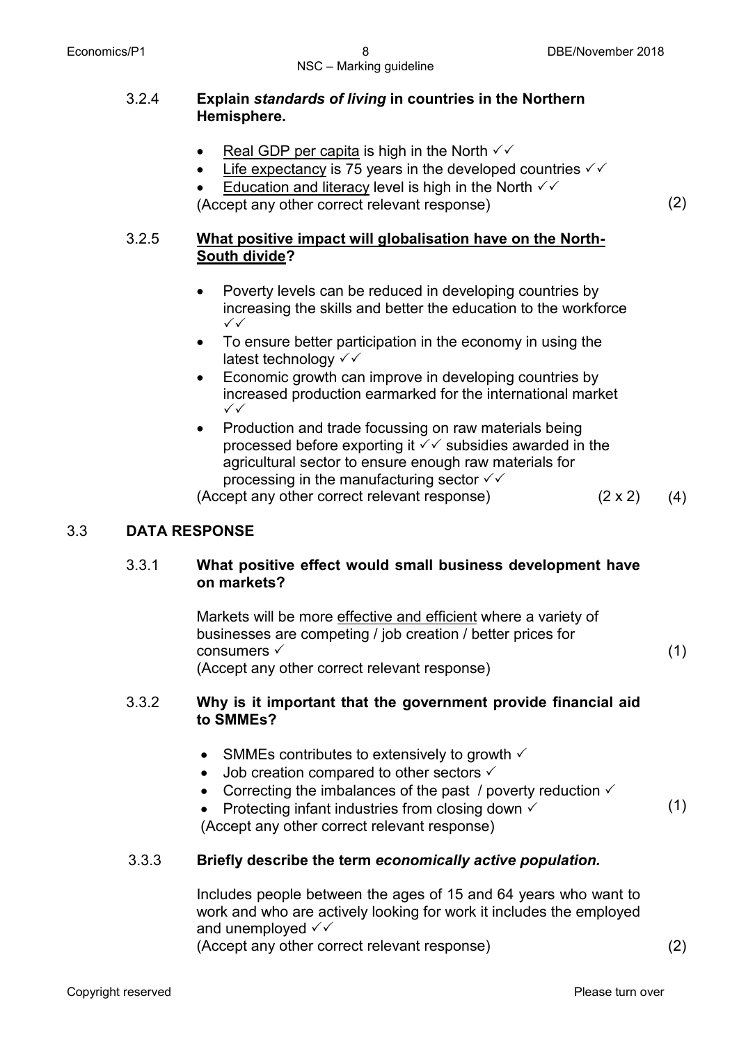3.2.4 **Explain *standards of living* in countries in the Northern Hemisphere.**

- Real GDP per capita is high in the North ✓✓
- Life expectancy is 75 years in the developed countries ✓✓
- Education and literacy level is high in the North ✓✓

(Accept any other correct relevant response) (2)

3.2.5 **What positive impact will globalisation have on the North-South divide?**

- Poverty levels can be reduced in developing countries by increasing the skills and better the education to the workforce ✓✓
- To ensure better participation in the economy in using the latest technology ✓✓
- Economic growth can improve in developing countries by increased production earmarked for the international market ✓✓
- Production and trade focussing on raw materials being processed before exporting it ✓✓ subsidies awarded in the agricultural sector to ensure enough raw materials for processing in the manufacturing sector ✓✓

(Accept any other correct relevant response) (2 x 2) (4)

## 3.3 DATA RESPONSE

3.3.1 **What positive effect would small business development have on markets?**

Markets will be more effective and efficient where a variety of businesses are competing / job creation / better prices for consumers ✓
(Accept any other correct relevant response) (1)

3.3.2 **Why is it important that the government provide financial aid to SMMEs?**

- SMMEs contributes to extensively to growth ✓
- Job creation compared to other sectors ✓
- Correcting the imbalances of the past / poverty reduction ✓
- Protecting infant industries from closing down ✓

(Accept any other correct relevant response) (1)

3.3.3 **Briefly describe the term *economically active population.***

Includes people between the ages of 15 and 64 years who want to work and who are actively looking for work it includes the employed and unemployed ✓✓
(Accept any other correct relevant response) (2)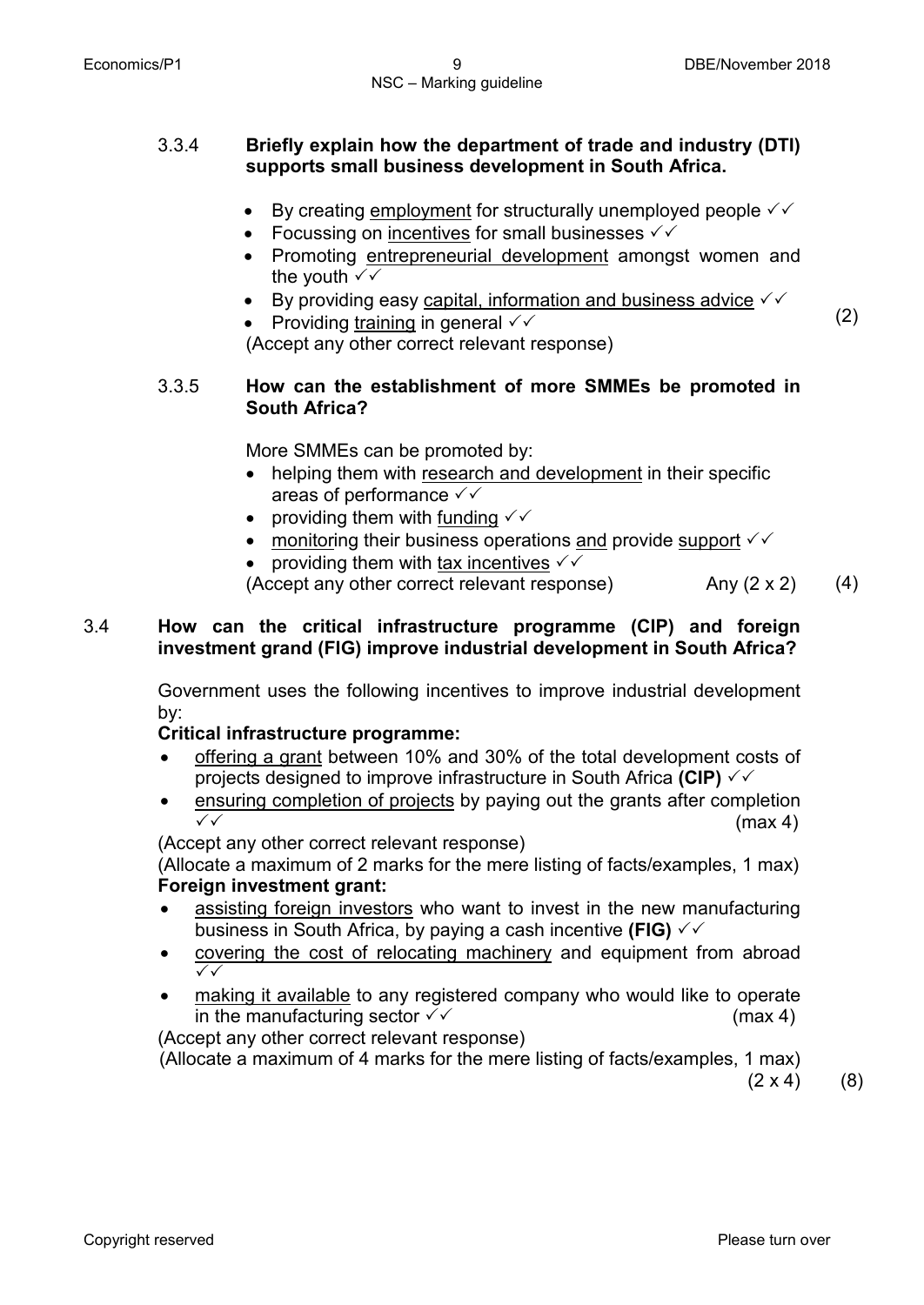3.3.4 **Briefly explain how the department of trade and industry (DTI) supports small business development in South Africa.**

- By creating employment for structurally unemployed people ✓✓
- Focussing on incentives for small businesses ✓✓
- Promoting entrepreneurial development amongst women and the youth ✓✓
- By providing easy capital, information and business advice ✓✓
- Providing training in general ✓✓

(Accept any other correct relevant response) (2)

3.3.5 **How can the establishment of more SMMEs be promoted in South Africa?**

More SMMEs can be promoted by:

- helping them with research and development in their specific areas of performance ✓✓
- providing them with funding ✓✓
- monitoring their business operations and provide support ✓✓
- providing them with tax incentives ✓✓

(Accept any other correct relevant response) Any (2 x 2) (4)

3.4 **How can the critical infrastructure programme (CIP) and foreign investment grand (FIG) improve industrial development in South Africa?**

Government uses the following incentives to improve industrial development by:

**Critical infrastructure programme:**

- offering a grant between 10% and 30% of the total development costs of projects designed to improve infrastructure in South Africa **(CIP)** ✓✓
- ensuring completion of projects by paying out the grants after completion ✓✓ (max 4)

(Accept any other correct relevant response)

(Allocate a maximum of 2 marks for the mere listing of facts/examples, 1 max)

**Foreign investment grant:**

- assisting foreign investors who want to invest in the new manufacturing business in South Africa, by paying a cash incentive **(FIG)** ✓✓
- covering the cost of relocating machinery and equipment from abroad ✓✓
- making it available to any registered company who would like to operate in the manufacturing sector ✓✓ (max 4)

(Accept any other correct relevant response)

(Allocate a maximum of 4 marks for the mere listing of facts/examples, 1 max)

(2 x 4) (8)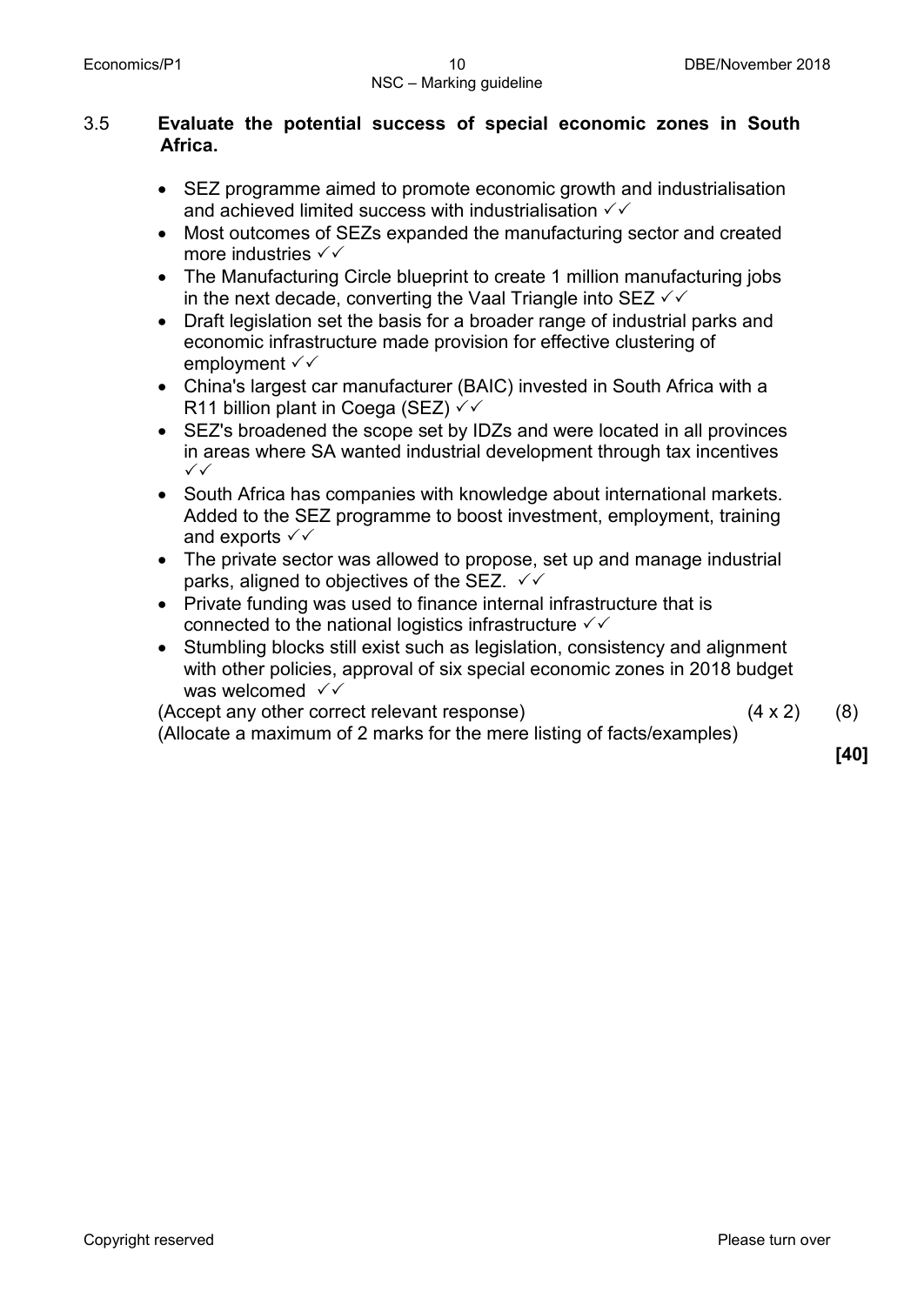3.5 **Evaluate the potential success of special economic zones in South Africa.**

- SEZ programme aimed to promote economic growth and industrialisation and achieved limited success with industrialisation ✓✓
- Most outcomes of SEZs expanded the manufacturing sector and created more industries ✓✓
- The Manufacturing Circle blueprint to create 1 million manufacturing jobs in the next decade, converting the Vaal Triangle into SEZ ✓✓
- Draft legislation set the basis for a broader range of industrial parks and economic infrastructure made provision for effective clustering of employment ✓✓
- China's largest car manufacturer (BAIC) invested in South Africa with a R11 billion plant in Coega (SEZ) ✓✓
- SEZ's broadened the scope set by IDZs and were located in all provinces in areas where SA wanted industrial development through tax incentives ✓✓
- South Africa has companies with knowledge about international markets. Added to the SEZ programme to boost investment, employment, training and exports ✓✓
- The private sector was allowed to propose, set up and manage industrial parks, aligned to objectives of the SEZ. ✓✓
- Private funding was used to finance internal infrastructure that is connected to the national logistics infrastructure ✓✓
- Stumbling blocks still exist such as legislation, consistency and alignment with other policies, approval of six special economic zones in 2018 budget was welcomed ✓✓

(Accept any other correct relevant response) (4 x 2) (8)

(Allocate a maximum of 2 marks for the mere listing of facts/examples)

**[40]**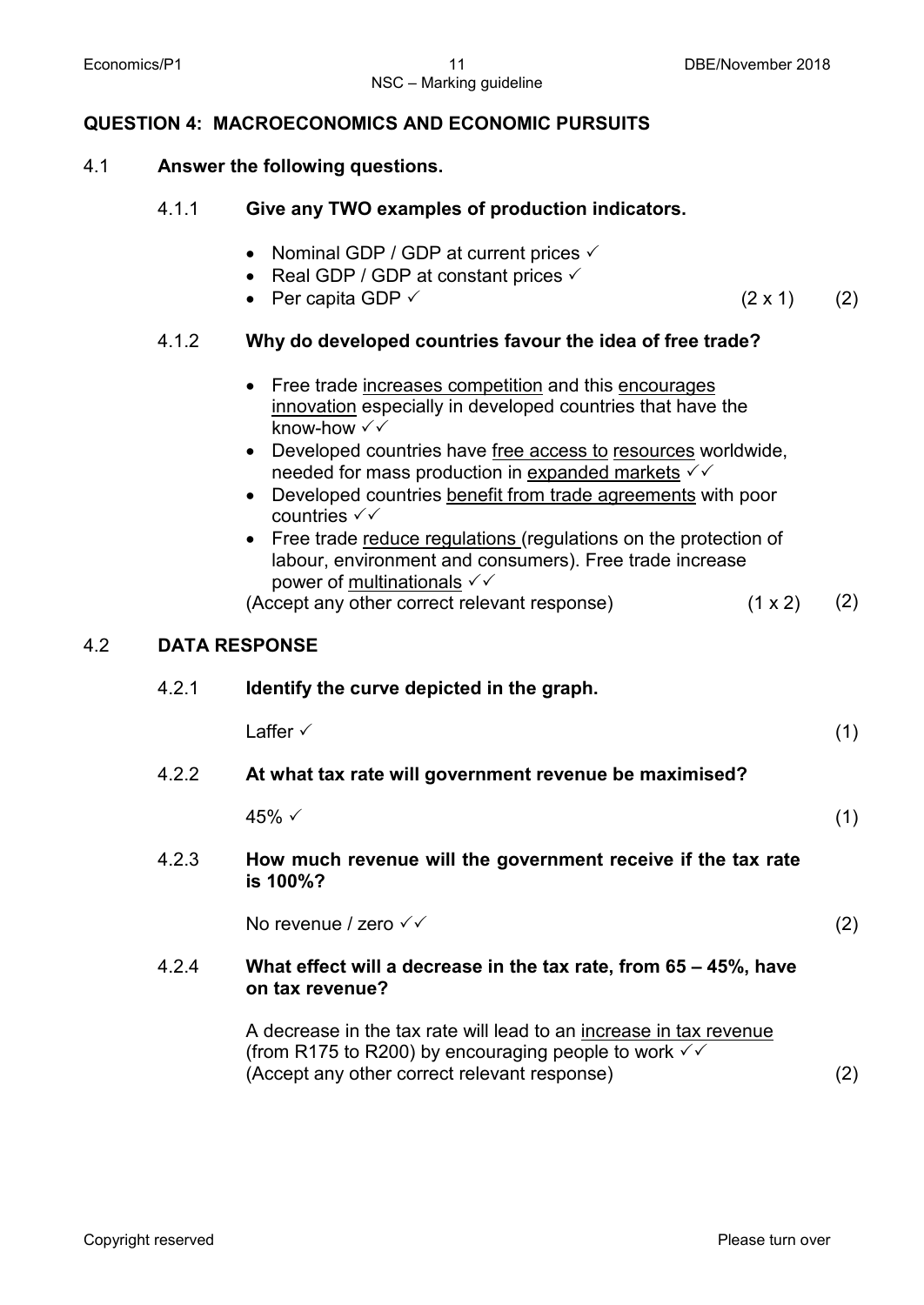## QUESTION 4: MACROECONOMICS AND ECONOMIC PURSUITS

**4.1 Answer the following questions.**

**4.1.1 Give any TWO examples of production indicators.**

- Nominal GDP / GDP at current prices ✓
- Real GDP / GDP at constant prices ✓
- Per capita GDP ✓ (2 x 1) (2)

**4.1.2 Why do developed countries favour the idea of free trade?**

- Free trade increases competition and this encourages innovation especially in developed countries that have the know-how ✓✓
- Developed countries have free access to resources worldwide, needed for mass production in expanded markets ✓✓
- Developed countries benefit from trade agreements with poor countries ✓✓
- Free trade reduce regulations (regulations on the protection of labour, environment and consumers). Free trade increase power of multinationals ✓✓

(Accept any other correct relevant response) (1 x 2) (2)

**4.2 DATA RESPONSE**

**4.2.1 Identify the curve depicted in the graph.**

Laffer ✓ (1)

**4.2.2 At what tax rate will government revenue be maximised?**

45% ✓ (1)

**4.2.3 How much revenue will the government receive if the tax rate is 100%?**

No revenue / zero ✓✓ (2)

**4.2.4 What effect will a decrease in the tax rate, from 65 – 45%, have on tax revenue?**

A decrease in the tax rate will lead to an increase in tax revenue (from R175 to R200) by encouraging people to work ✓✓
(Accept any other correct relevant response) (2)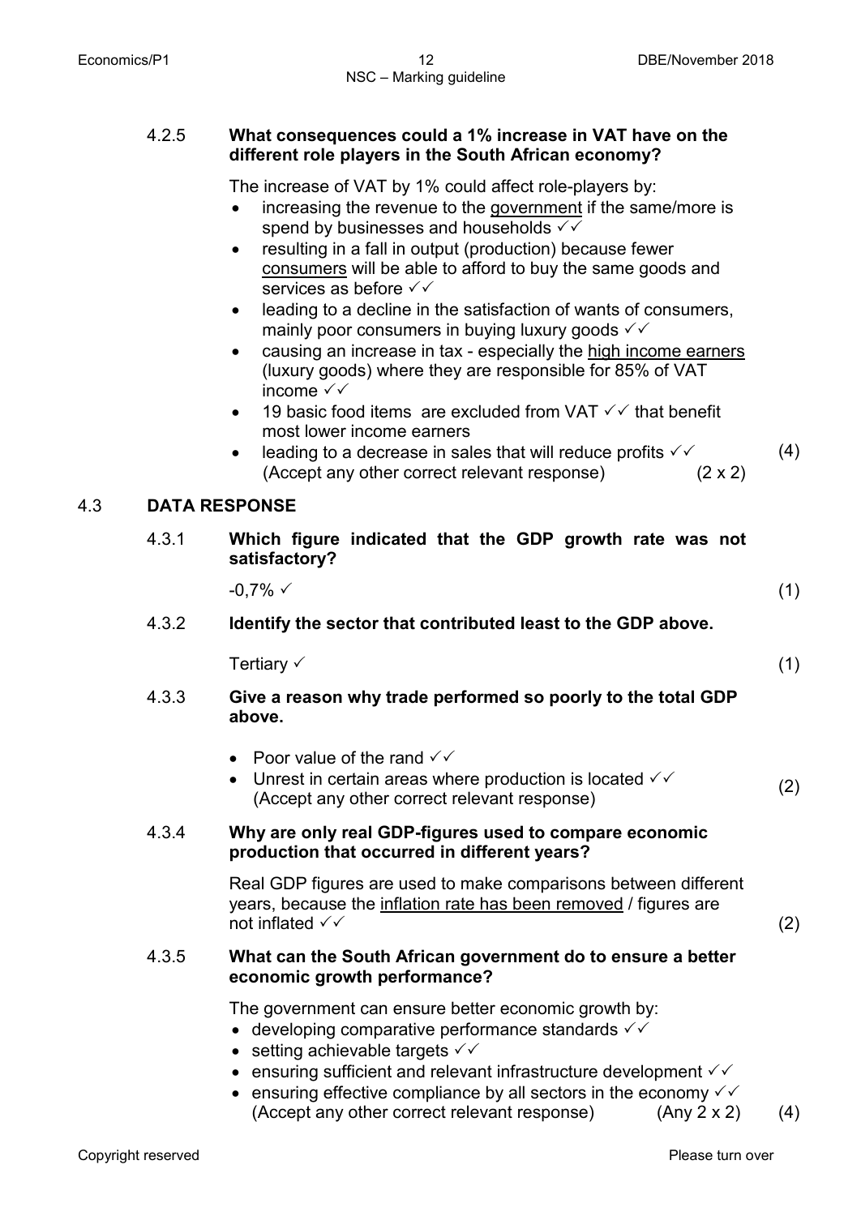4.2.5 **What consequences could a 1% increase in VAT have on the different role players in the South African economy?**

The increase of VAT by 1% could affect role-players by:

- increasing the revenue to the <u>government</u> if the same/more is spend by businesses and households ✓✓
- resulting in a fall in output (production) because fewer <u>consumers</u> will be able to afford to buy the same goods and services as before ✓✓
- leading to a decline in the satisfaction of wants of consumers, mainly poor consumers in buying luxury goods ✓✓
- causing an increase in tax - especially the <u>high income earners</u> (luxury goods) where they are responsible for 85% of VAT income ✓✓
- 19 basic food items are excluded from VAT ✓✓ that benefit most lower income earners
- leading to a decrease in sales that will reduce profits ✓✓

(Accept any other correct relevant response) (2 x 2) (4)

## 4.3 DATA RESPONSE

4.3.1 **Which figure indicated that the GDP growth rate was not satisfactory?**

-0,7% ✓ (1)

4.3.2 **Identify the sector that contributed least to the GDP above.**

Tertiary ✓ (1)

4.3.3 **Give a reason why trade performed so poorly to the total GDP above.**

- Poor value of the rand ✓✓
- Unrest in certain areas where production is located ✓✓

(Accept any other correct relevant response) (2)

4.3.4 **Why are only real GDP-figures used to compare economic production that occurred in different years?**

Real GDP figures are used to make comparisons between different years, because the <u>inflation rate has been removed</u> / figures are not inflated ✓✓ (2)

4.3.5 **What can the South African government do to ensure a better economic growth performance?**

The government can ensure better economic growth by:

- developing comparative performance standards ✓✓
- setting achievable targets ✓✓
- ensuring sufficient and relevant infrastructure development ✓✓
- ensuring effective compliance by all sectors in the economy ✓✓

(Accept any other correct relevant response) (Any 2 x 2) (4)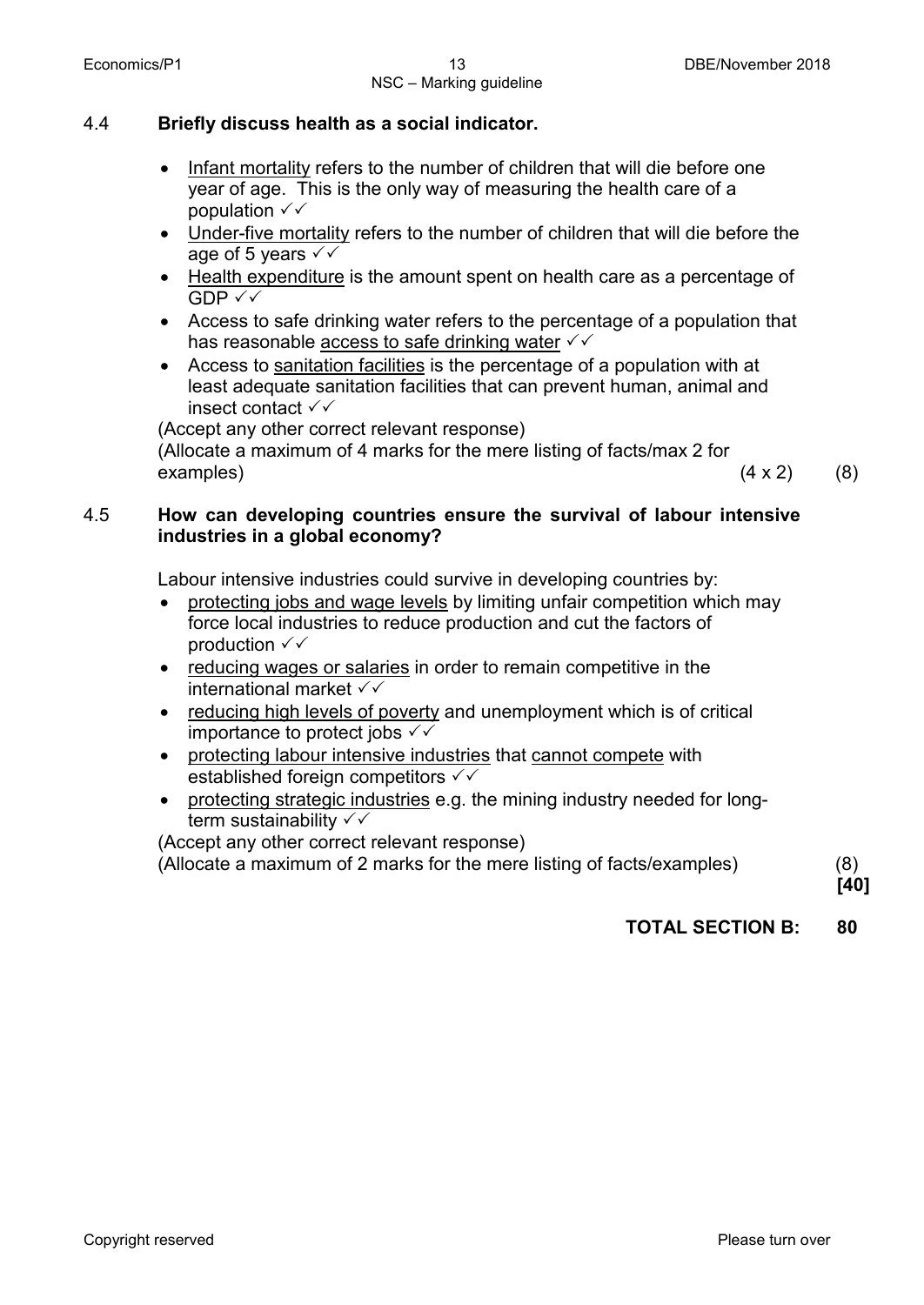**4.4 Briefly discuss health as a social indicator.**

- Infant mortality refers to the number of children that will die before one year of age. This is the only way of measuring the health care of a population ✓✓
- Under-five mortality refers to the number of children that will die before the age of 5 years ✓✓
- Health expenditure is the amount spent on health care as a percentage of GDP ✓✓
- Access to safe drinking water refers to the percentage of a population that has reasonable access to safe drinking water ✓✓
- Access to sanitation facilities is the percentage of a population with at least adequate sanitation facilities that can prevent human, animal and insect contact ✓✓

(Accept any other correct relevant response)
(Allocate a maximum of 4 marks for the mere listing of facts/max 2 for examples) (4 x 2) (8)

**4.5 How can developing countries ensure the survival of labour intensive industries in a global economy?**

Labour intensive industries could survive in developing countries by:

- protecting jobs and wage levels by limiting unfair competition which may force local industries to reduce production and cut the factors of production ✓✓
- reducing wages or salaries in order to remain competitive in the international market ✓✓
- reducing high levels of poverty and unemployment which is of critical importance to protect jobs ✓✓
- protecting labour intensive industries that cannot compete with established foreign competitors ✓✓
- protecting strategic industries e.g. the mining industry needed for long-term sustainability ✓✓

(Accept any other correct relevant response)
(Allocate a maximum of 2 marks for the mere listing of facts/examples) (8)

**[40]**

**TOTAL SECTION B: 80**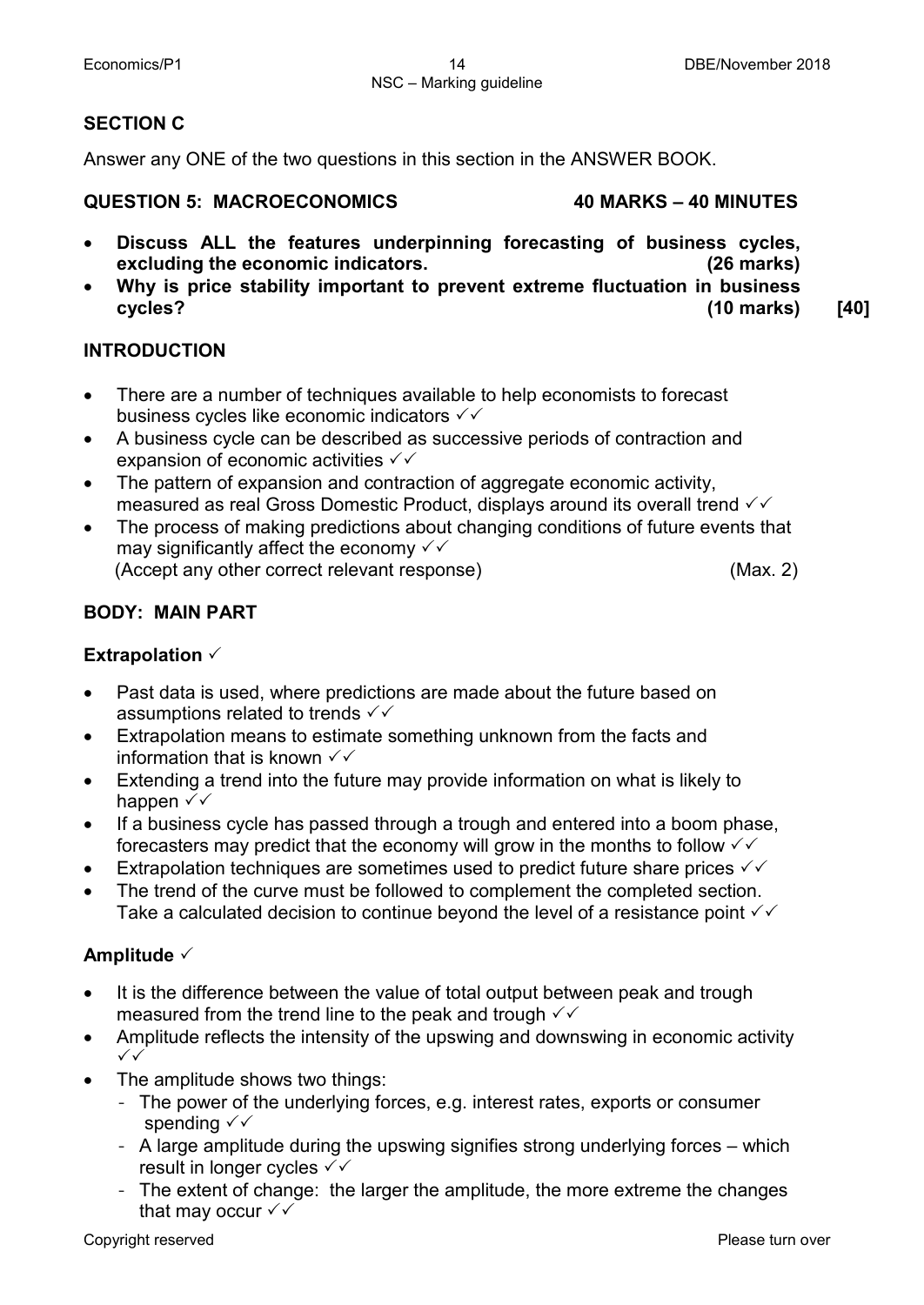## SECTION C

Answer any ONE of the two questions in this section in the ANSWER BOOK.

### QUESTION 5: MACROECONOMICS 40 MARKS – 40 MINUTES

- **Discuss ALL the features underpinning forecasting of business cycles, excluding the economic indicators. (26 marks)**
- **Why is price stability important to prevent extreme fluctuation in business cycles? (10 marks) [40]**

### INTRODUCTION

- There are a number of techniques available to help economists to forecast business cycles like economic indicators ✓✓
- A business cycle can be described as successive periods of contraction and expansion of economic activities ✓✓
- The pattern of expansion and contraction of aggregate economic activity, measured as real Gross Domestic Product, displays around its overall trend ✓✓
- The process of making predictions about changing conditions of future events that may significantly affect the economy ✓✓
  (Accept any other correct relevant response) (Max. 2)

### BODY: MAIN PART

**Extrapolation** ✓

- Past data is used, where predictions are made about the future based on assumptions related to trends ✓✓
- Extrapolation means to estimate something unknown from the facts and information that is known ✓✓
- Extending a trend into the future may provide information on what is likely to happen ✓✓
- If a business cycle has passed through a trough and entered into a boom phase, forecasters may predict that the economy will grow in the months to follow ✓✓
- Extrapolation techniques are sometimes used to predict future share prices ✓✓
- The trend of the curve must be followed to complement the completed section. Take a calculated decision to continue beyond the level of a resistance point ✓✓

**Amplitude** ✓

- It is the difference between the value of total output between peak and trough measured from the trend line to the peak and trough ✓✓
- Amplitude reflects the intensity of the upswing and downswing in economic activity ✓✓
- The amplitude shows two things:
  - The power of the underlying forces, e.g. interest rates, exports or consumer spending ✓✓
  - A large amplitude during the upswing signifies strong underlying forces – which result in longer cycles ✓✓
  - The extent of change: the larger the amplitude, the more extreme the changes that may occur ✓✓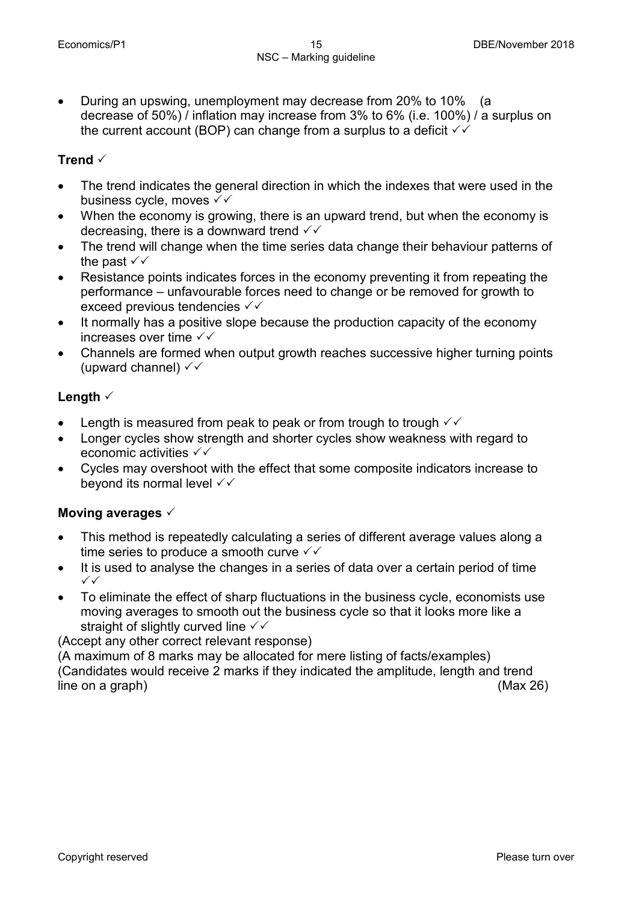- During an upswing, unemployment may decrease from 20% to 10% (a decrease of 50%) / inflation may increase from 3% to 6% (i.e. 100%) / a surplus on the current account (BOP) can change from a surplus to a deficit ✓✓

**Trend** ✓

- The trend indicates the general direction in which the indexes that were used in the business cycle, moves ✓✓
- When the economy is growing, there is an upward trend, but when the economy is decreasing, there is a downward trend ✓✓
- The trend will change when the time series data change their behaviour patterns of the past ✓✓
- Resistance points indicates forces in the economy preventing it from repeating the performance – unfavourable forces need to change or be removed for growth to exceed previous tendencies ✓✓
- It normally has a positive slope because the production capacity of the economy increases over time ✓✓
- Channels are formed when output growth reaches successive higher turning points (upward channel) ✓✓

**Length** ✓

- Length is measured from peak to peak or from trough to trough ✓✓
- Longer cycles show strength and shorter cycles show weakness with regard to economic activities ✓✓
- Cycles may overshoot with the effect that some composite indicators increase to beyond its normal level ✓✓

**Moving averages** ✓

- This method is repeatedly calculating a series of different average values along a time series to produce a smooth curve ✓✓
- It is used to analyse the changes in a series of data over a certain period of time ✓✓
- To eliminate the effect of sharp fluctuations in the business cycle, economists use moving averages to smooth out the business cycle so that it looks more like a straight of slightly curved line ✓✓

(Accept any other correct relevant response)
(A maximum of 8 marks may be allocated for mere listing of facts/examples)
(Candidates would receive 2 marks if they indicated the amplitude, length and trend line on a graph) (Max 26)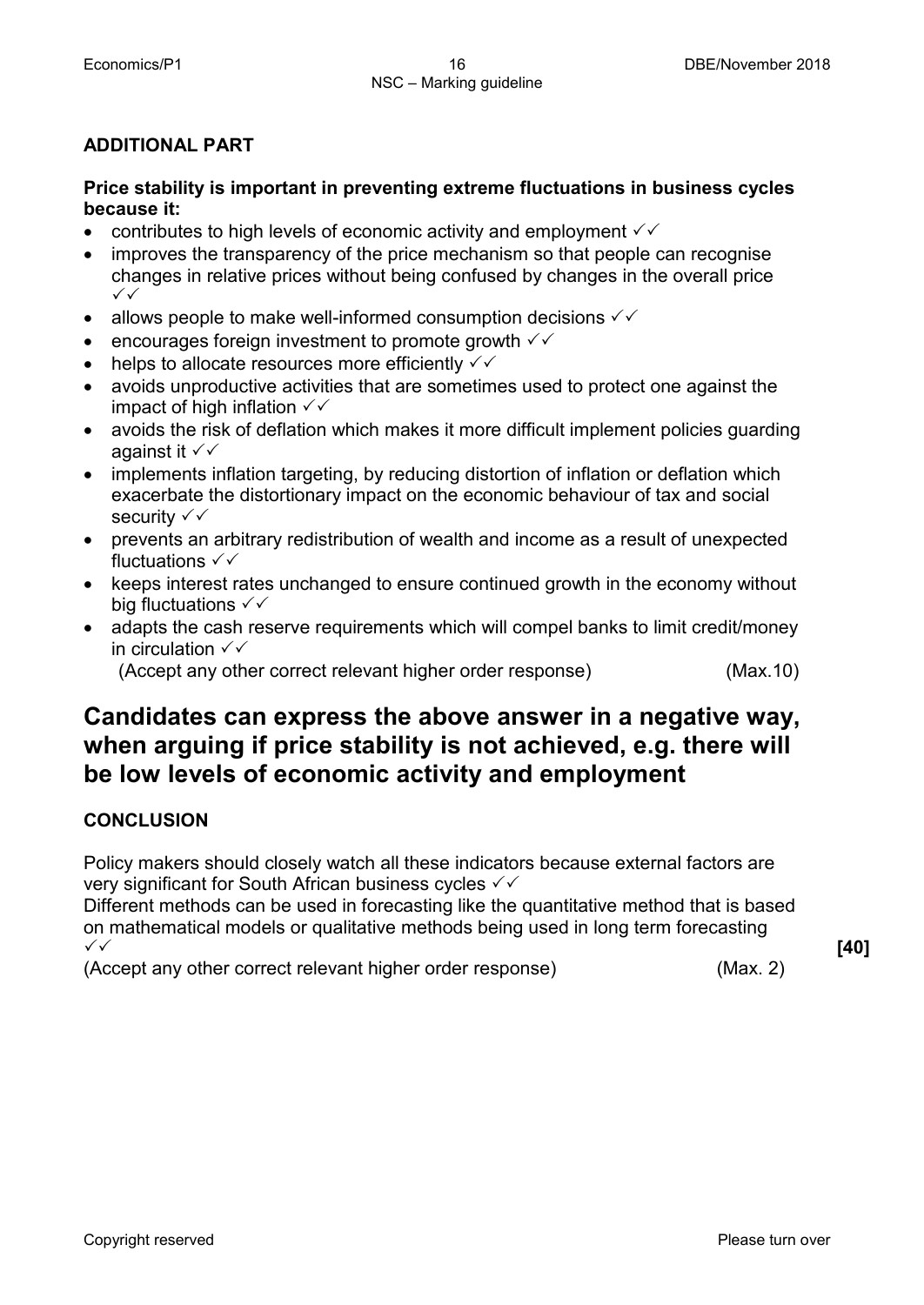**ADDITIONAL PART**

**Price stability is important in preventing extreme fluctuations in business cycles because it:**

- contributes to high levels of economic activity and employment ✓✓
- improves the transparency of the price mechanism so that people can recognise changes in relative prices without being confused by changes in the overall price ✓✓
- allows people to make well-informed consumption decisions ✓✓
- encourages foreign investment to promote growth ✓✓
- helps to allocate resources more efficiently ✓✓
- avoids unproductive activities that are sometimes used to protect one against the impact of high inflation ✓✓
- avoids the risk of deflation which makes it more difficult implement policies guarding against it ✓✓
- implements inflation targeting, by reducing distortion of inflation or deflation which exacerbate the distortionary impact on the economic behaviour of tax and social security ✓✓
- prevents an arbitrary redistribution of wealth and income as a result of unexpected fluctuations ✓✓
- keeps interest rates unchanged to ensure continued growth in the economy without big fluctuations ✓✓
- adapts the cash reserve requirements which will compel banks to limit credit/money in circulation ✓✓

(Accept any other correct relevant higher order response) (Max.10)

## Candidates can express the above answer in a negative way, when arguing if price stability is not achieved, e.g. there will be low levels of economic activity and employment

**CONCLUSION**

Policy makers should closely watch all these indicators because external factors are very significant for South African business cycles ✓✓

Different methods can be used in forecasting like the quantitative method that is based on mathematical models or qualitative methods being used in long term forecasting ✓✓

(Accept any other correct relevant higher order response) (Max. 2)

**[40]**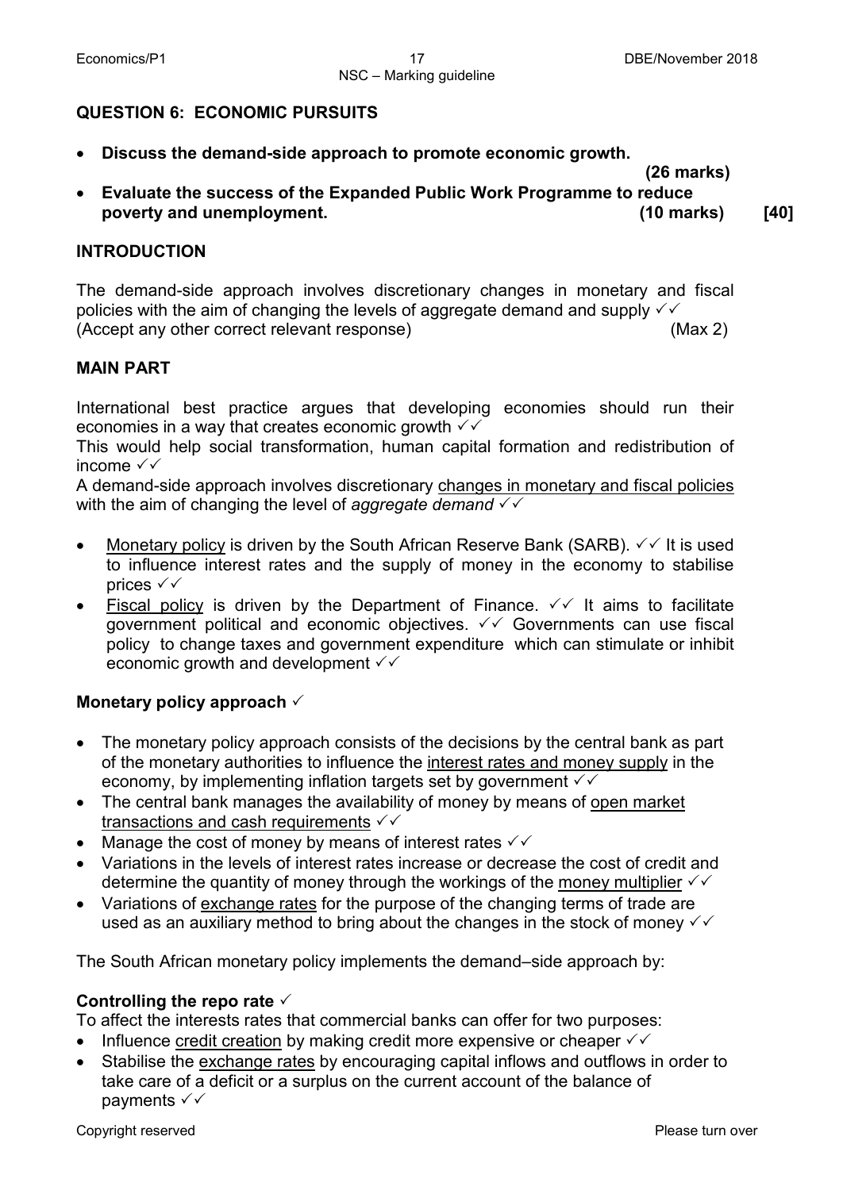## QUESTION 6: ECONOMIC PURSUITS

- **Discuss the demand-side approach to promote economic growth.** **(26 marks)**
- **Evaluate the success of the Expanded Public Work Programme to reduce poverty and unemployment.** **(10 marks)** **[40]**

### INTRODUCTION

The demand-side approach involves discretionary changes in monetary and fiscal policies with the aim of changing the levels of aggregate demand and supply ✓✓
(Accept any other correct relevant response) (Max 2)

### MAIN PART

International best practice argues that developing economies should run their economies in a way that creates economic growth ✓✓
This would help social transformation, human capital formation and redistribution of income ✓✓
A demand-side approach involves discretionary <u>changes in monetary and fiscal policies</u> with the aim of changing the level of *aggregate demand* ✓✓

- <u>Monetary policy</u> is driven by the South African Reserve Bank (SARB). ✓✓ It is used to influence interest rates and the supply of money in the economy to stabilise prices ✓✓
- <u>Fiscal policy</u> is driven by the Department of Finance. ✓✓ It aims to facilitate government political and economic objectives. ✓✓ Governments can use fiscal policy to change taxes and government expenditure which can stimulate or inhibit economic growth and development ✓✓

#### Monetary policy approach ✓

- The monetary policy approach consists of the decisions by the central bank as part of the monetary authorities to influence the <u>interest rates and money supply</u> in the economy, by implementing inflation targets set by government ✓✓
- The central bank manages the availability of money by means of <u>open market transactions and cash requirements</u> ✓✓
- Manage the cost of money by means of interest rates ✓✓
- Variations in the levels of interest rates increase or decrease the cost of credit and determine the quantity of money through the workings of the <u>money multiplier</u> ✓✓
- Variations of <u>exchange rates</u> for the purpose of the changing terms of trade are used as an auxiliary method to bring about the changes in the stock of money ✓✓

The South African monetary policy implements the demand–side approach by:

#### Controlling the repo rate ✓

To affect the interests rates that commercial banks can offer for two purposes:

- Influence <u>credit creation</u> by making credit more expensive or cheaper ✓✓
- Stabilise the <u>exchange rates</u> by encouraging capital inflows and outflows in order to take care of a deficit or a surplus on the current account of the balance of payments ✓✓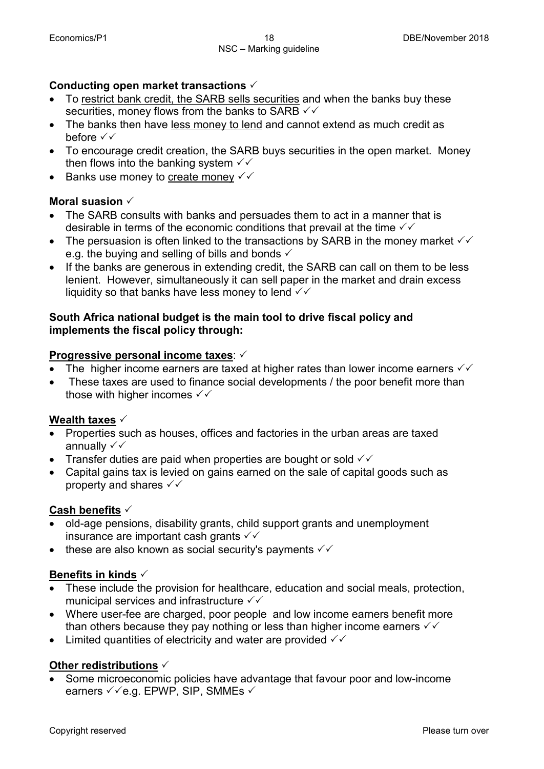**Conducting open market transactions** ✓

- To <u>restrict bank credit, the SARB sells securities</u> and when the banks buy these securities, money flows from the banks to SARB ✓✓
- The banks then have <u>less money to lend</u> and cannot extend as much credit as before ✓✓
- To encourage credit creation, the SARB buys securities in the open market. Money then flows into the banking system ✓✓
- Banks use money to <u>create money</u> ✓✓

**Moral suasion** ✓

- The SARB consults with banks and persuades them to act in a manner that is desirable in terms of the economic conditions that prevail at the time ✓✓
- The persuasion is often linked to the transactions by SARB in the money market ✓✓ e.g. the buying and selling of bills and bonds ✓
- If the banks are generous in extending credit, the SARB can call on them to be less lenient. However, simultaneously it can sell paper in the market and drain excess liquidity so that banks have less money to lend ✓✓

**South Africa national budget is the main tool to drive fiscal policy and implements the fiscal policy through:**

**<u>Progressive personal income taxes</u>**: ✓

- The higher income earners are taxed at higher rates than lower income earners ✓✓
- These taxes are used to finance social developments / the poor benefit more than those with higher incomes ✓✓

**<u>Wealth taxes</u>** ✓

- Properties such as houses, offices and factories in the urban areas are taxed annually ✓✓
- Transfer duties are paid when properties are bought or sold ✓✓
- Capital gains tax is levied on gains earned on the sale of capital goods such as property and shares ✓✓

**<u>Cash benefits</u>** ✓

- old-age pensions, disability grants, child support grants and unemployment insurance are important cash grants ✓✓
- these are also known as social security's payments ✓✓

**<u>Benefits in kinds</u>** ✓

- These include the provision for healthcare, education and social meals, protection, municipal services and infrastructure ✓✓
- Where user-fee are charged, poor people and low income earners benefit more than others because they pay nothing or less than higher income earners ✓✓
- Limited quantities of electricity and water are provided ✓✓

**<u>Other redistributions</u>** ✓

- Some microeconomic policies have advantage that favour poor and low-income earners ✓✓e.g. EPWP, SIP, SMMEs ✓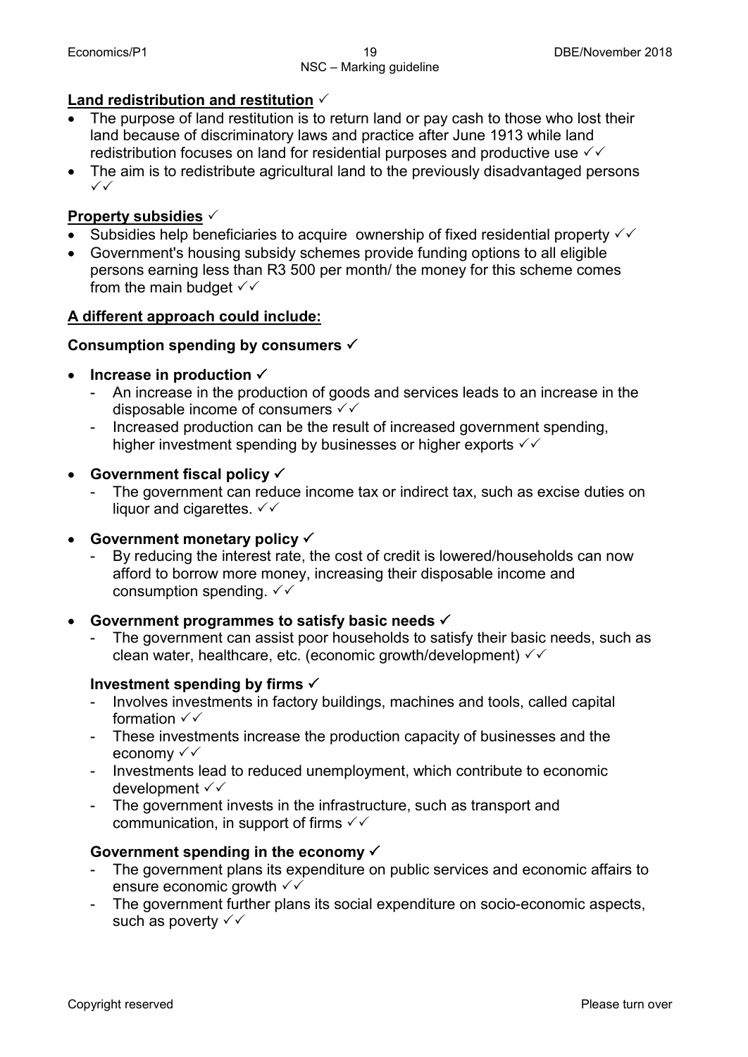**<u>Land redistribution and restitution</u>** ✓

- The purpose of land restitution is to return land or pay cash to those who lost their land because of discriminatory laws and practice after June 1913 while land redistribution focuses on land for residential purposes and productive use ✓✓
- The aim is to redistribute agricultural land to the previously disadvantaged persons ✓✓

**<u>Property subsidies</u>** ✓

- Subsidies help beneficiaries to acquire ownership of fixed residential property ✓✓
- Government's housing subsidy schemes provide funding options to all eligible persons earning less than R3 500 per month/ the money for this scheme comes from the main budget ✓✓

**<u>A different approach could include:</u>**

**Consumption spending by consumers** ✓

- **Increase in production** ✓
  - An increase in the production of goods and services leads to an increase in the disposable income of consumers ✓✓
  - Increased production can be the result of increased government spending, higher investment spending by businesses or higher exports ✓✓
- **Government fiscal policy** ✓
  - The government can reduce income tax or indirect tax, such as excise duties on liquor and cigarettes. ✓✓
- **Government monetary policy** ✓
  - By reducing the interest rate, the cost of credit is lowered/households can now afford to borrow more money, increasing their disposable income and consumption spending. ✓✓
- **Government programmes to satisfy basic needs** ✓
  - The government can assist poor households to satisfy their basic needs, such as clean water, healthcare, etc. (economic growth/development) ✓✓

**Investment spending by firms** ✓

- Involves investments in factory buildings, machines and tools, called capital formation ✓✓
- These investments increase the production capacity of businesses and the economy ✓✓
- Investments lead to reduced unemployment, which contribute to economic development ✓✓
- The government invests in the infrastructure, such as transport and communication, in support of firms ✓✓

**Government spending in the economy** ✓

- The government plans its expenditure on public services and economic affairs to ensure economic growth ✓✓
- The government further plans its social expenditure on socio-economic aspects, such as poverty ✓✓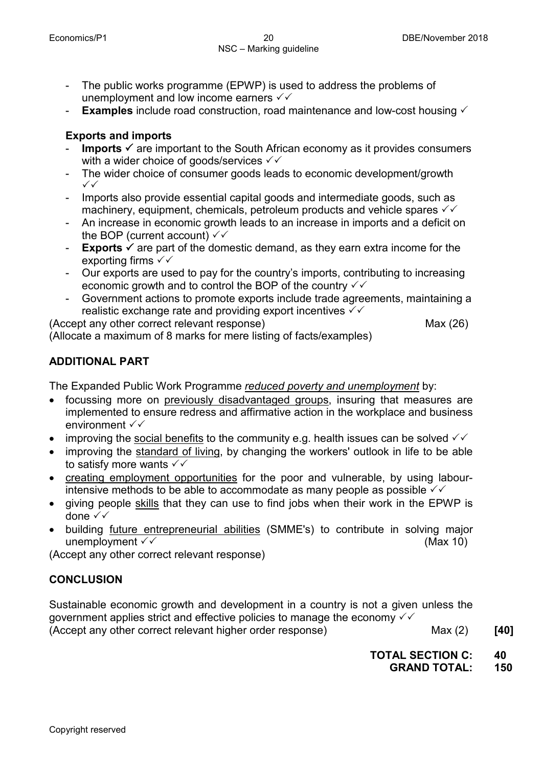- The public works programme (EPWP) is used to address the problems of unemployment and low income earners ✓✓
- **Examples** include road construction, road maintenance and low-cost housing ✓

**Exports and imports**

- **Imports** ✓ are important to the South African economy as it provides consumers with a wider choice of goods/services ✓✓
- The wider choice of consumer goods leads to economic development/growth ✓✓
- Imports also provide essential capital goods and intermediate goods, such as machinery, equipment, chemicals, petroleum products and vehicle spares ✓✓
- An increase in economic growth leads to an increase in imports and a deficit on the BOP (current account) ✓✓
- **Exports** ✓ are part of the domestic demand, as they earn extra income for the exporting firms ✓✓
- Our exports are used to pay for the country's imports, contributing to increasing economic growth and to control the BOP of the country ✓✓
- Government actions to promote exports include trade agreements, maintaining a realistic exchange rate and providing export incentives ✓✓

(Accept any other correct relevant response) Max (26)
(Allocate a maximum of 8 marks for mere listing of facts/examples)

**ADDITIONAL PART**

The Expanded Public Work Programme *reduced poverty and unemployment* by:

- focussing more on previously disadvantaged groups, insuring that measures are implemented to ensure redress and affirmative action in the workplace and business environment ✓✓
- improving the social benefits to the community e.g. health issues can be solved ✓✓
- improving the standard of living, by changing the workers' outlook in life to be able to satisfy more wants ✓✓
- creating employment opportunities for the poor and vulnerable, by using labour-intensive methods to be able to accommodate as many people as possible ✓✓
- giving people skills that they can use to find jobs when their work in the EPWP is done ✓✓
- building future entrepreneurial abilities (SMME's) to contribute in solving major unemployment ✓✓ (Max 10)

(Accept any other correct relevant response)

**CONCLUSION**

Sustainable economic growth and development in a country is not a given unless the government applies strict and effective policies to manage the economy ✓✓
(Accept any other correct relevant higher order response) Max (2) **[40]**

**TOTAL SECTION C: 40**
**GRAND TOTAL: 150**